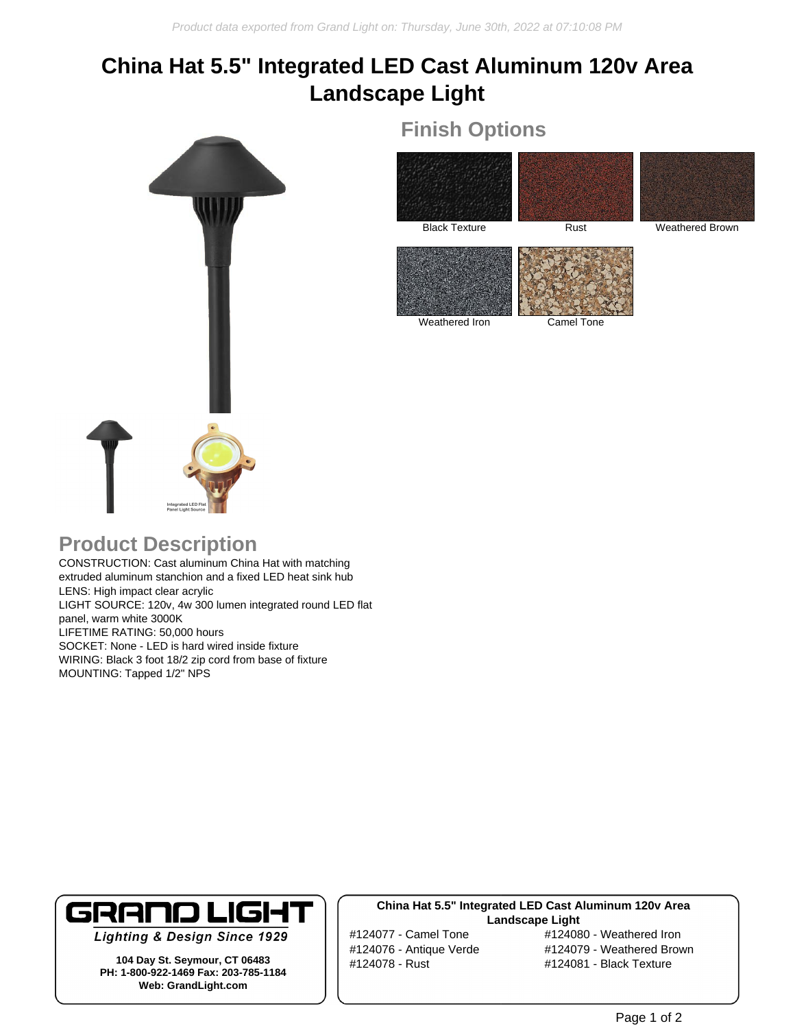# China Hat 5.5" Integrated LED Cast Aluminum 120v Area Landscape Light

## Finish Options

Black Texture

Rust

Weathered Brown

Weathered Iron

Camel Tone

## Product Description

CONSTRUCTION: Cast aluminum China Hat with matching extruded aluminum stanchion and a fixed LED heat sink hub
LENS: High impact clear acrylic
LIGHT SOURCE: 120v, 4w 300 lumen integrated round LED flat panel, warm white 3000K
LIFETIME RATING: 50,000 hours
SOCKET: None - LED is hard wired inside fixture
WIRING: Black 3 foot 18/2 zip cord from base of fixture
MOUNTING: Tapped 1/2" NPS

**GRAND LIGHT**
*Lighting & Design Since 1929*

**104 Day St. Seymour, CT 06483**
**PH: 1-800-922-1469 Fax: 203-785-1184**
**Web: GrandLight.com**

**China Hat 5.5" Integrated LED Cast Aluminum 120v Area Landscape Light**

#124077 - Camel Tone
#124076 - Antique Verde
#124078 - Rust
#124080 - Weathered Iron
#124079 - Weathered Brown
#124081 - Black Texture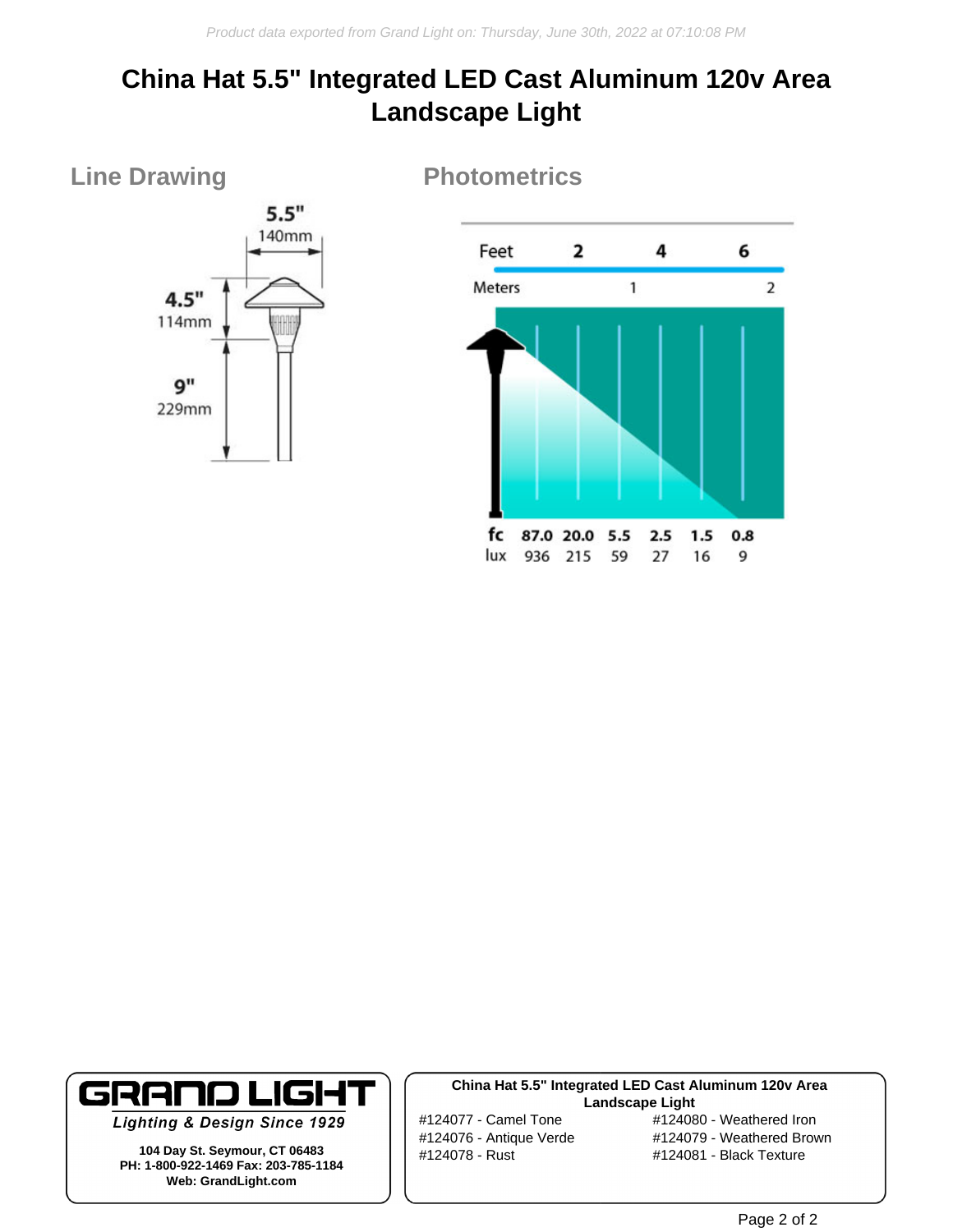# China Hat 5.5" Integrated LED Cast Aluminum 120v Area Landscape Light

## Line Drawing

5.5"
140mm

4.5"
114mm

9"
229mm

## Photometrics

Feet 2 4 6

Meters 1 2

fc 87.0 20.0 5.5 2.5 1.5 0.8

lux 936 215 59 27 16 9

**GRAND LIGHT**

***Lighting & Design Since 1929***

**104 Day St. Seymour, CT 06483**
**PH: 1-800-922-1469 Fax: 203-785-1184**
**Web: GrandLight.com**

**China Hat 5.5" Integrated LED Cast Aluminum 120v Area Landscape Light**

#124077 - Camel Tone
#124076 - Antique Verde
#124078 - Rust
#124080 - Weathered Iron
#124079 - Weathered Brown
#124081 - Black Texture